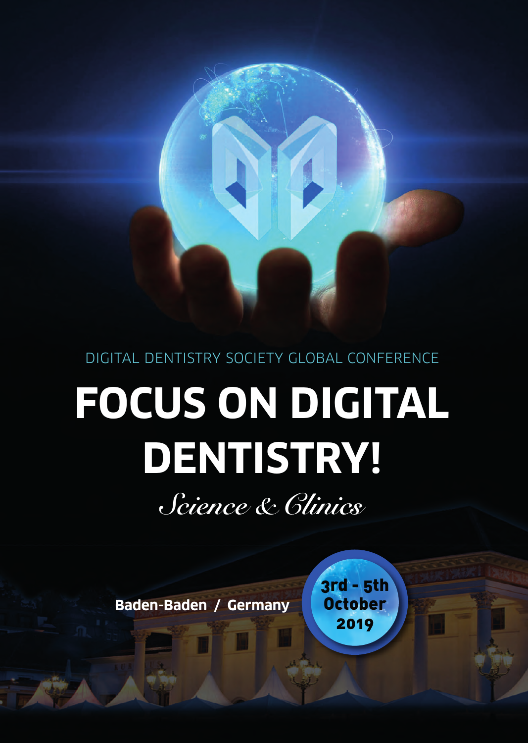DIGITAL DENTISTRY SOCIETY GLOBAL CONFERENCE

# FOCUS ON DIGITAL DENTISTRY!

*Science & Clinics*

**Baden-Baden / Germany**

**3rd - 5th October 2019**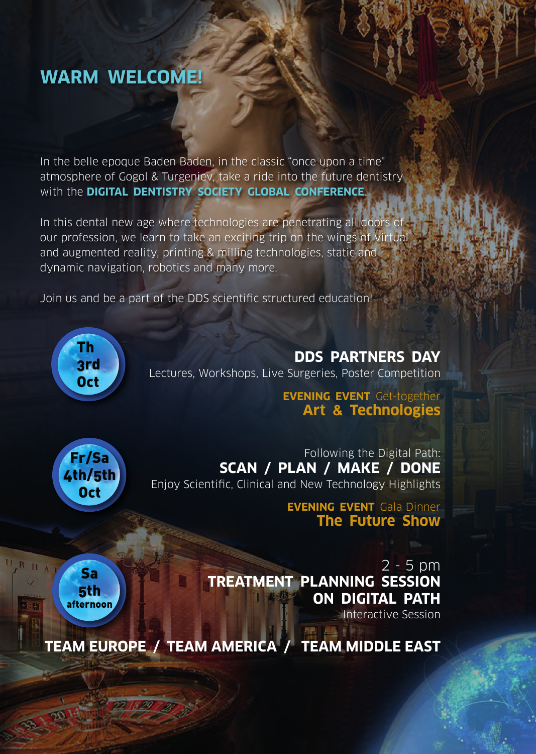# WARM WELCOME!

In the belle epoque Baden Baden, in the classic "once upon a time" atmosphere of Gogol & Turgeniev, take a ride into the future dentistry with the **DIGITAL DENTISTRY SOCIETY GLOBAL CONFERENCE**.

In this dental new age where technologies are penetrating all doors of our profession, we learn to take an exciting trip on the wings of virtual and augmented reality, printing & milling technologies, static and dynamic navigation, robotics and many more.

Join us and be a part of the DDS scientific structured education!

**Th 3rd Oct**

## DDS PARTNERS DAY

Lectures, Workshops, Live Surgeries, Poster Competition

**EVENING EVENT** Get-together
**Art & Technologies**

**Fr/Sa 4th/5th Oct**

Following the Digital Path:
## SCAN / PLAN / MAKE / DONE

Enjoy Scientific, Clinical and New Technology Highlights

**EVENING EVENT** Gala Dinner
**The Future Show**

**Sa 5th afternoon**

2 - 5 pm
## TREATMENT PLANNING SESSION ON DIGITAL PATH

Interactive Session

**TEAM EUROPE / TEAM AMERICA / TEAM MIDDLE EAST**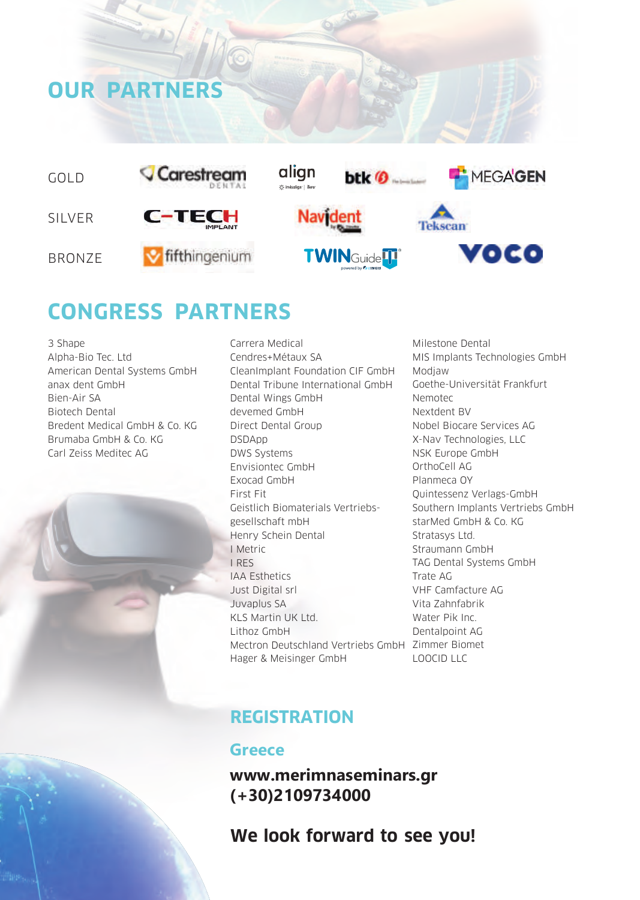# OUR PARTNERS

GOLD: Carestream Dental, align, btk, MEGAGEN

SILVER: C-TECH Implant, Navident, Tekscan

BRONZE: fifthingenium, TWINGuide, VOCO

# CONGRESS PARTNERS

3 Shape
Alpha-Bio Tec. Ltd
American Dental Systems GmbH
anax dent GmbH
Bien-Air SA
Biotech Dental
Bredent Medical GmbH & Co. KG
Brumaba GmbH & Co. KG
Carl Zeiss Meditec AG
Carrera Medical
Cendres+Métaux SA
CleanImplant Foundation CIF GmbH
Dental Tribune International GmbH
Dental Wings GmbH
devemed GmbH
Direct Dental Group
DSDApp
DWS Systems
Envisiontec GmbH
Exocad GmbH
First Fit
Geistlich Biomaterials Vertriebs-gesellschaft mbH
Henry Schein Dental
I Metric
I RES
IAA Esthetics
Just Digital srl
Juvaplus SA
KLS Martin UK Ltd.
Lithoz GmbH
Mectron Deutschland Vertriebs GmbH
Hager & Meisinger GmbH
Milestone Dental
MIS Implants Technologies GmbH
Modjaw
Goethe-Universität Frankfurt
Nemotec
Nextdent BV
Nobel Biocare Services AG
X-Nav Technologies, LLC
NSK Europe GmbH
OrthoCell AG
Planmeca OY
Quintessenz Verlags-GmbH
Southern Implants Vertriebs GmbH
starMed GmbH & Co. KG
Stratasys Ltd.
Straumann GmbH
TAG Dental Systems GmbH
Trate AG
VHF Camfacture AG
Vita Zahnfabrik
Water Pik Inc.
Dentalpoint AG
Zimmer Biomet
LOOCID LLC

## REGISTRATION

### Greece

**www.merimnaseminars.gr**
**(+30)2109734000**

**We look forward to see you!**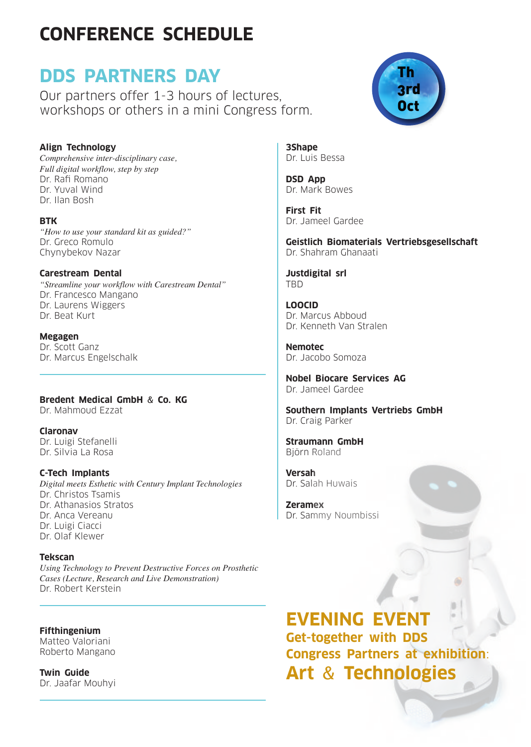# CONFERENCE SCHEDULE

## DDS PARTNERS DAY

Our partners offer 1-3 hours of lectures, workshops or others in a mini Congress form.

Th 3rd Oct

**Align Technology**
*Comprehensive inter-disciplinary case, Full digital workflow, step by step*
Dr. Rafi Romano
Dr. Yuval Wind
Dr. Ilan Bosh

**BTK**
*"How to use your standard kit as guided?"*
Dr. Greco Romulo
Chynybekov Nazar

**Carestream Dental**
*"Streamline your workflow with Carestream Dental"*
Dr. Francesco Mangano
Dr. Laurens Wiggers
Dr. Beat Kurt

**Megagen**
Dr. Scott Ganz
Dr. Marcus Engelschalk

---

**Bredent Medical GmbH & Co. KG**
Dr. Mahmoud Ezzat

**Claronav**
Dr. Luigi Stefanelli
Dr. Silvia La Rosa

**C-Tech Implants**
*Digital meets Esthetic with Century Implant Technologies*
Dr. Christos Tsamis
Dr. Athanasios Stratos
Dr. Anca Vereanu
Dr. Luigi Ciacci
Dr. Olaf Klewer

**Tekscan**
*Using Technology to Prevent Destructive Forces on Prosthetic Cases (Lecture, Research and Live Demonstration)*
Dr. Robert Kerstein

---

**Fifthingenium**
Matteo Valoriani
Roberto Mangano

**Twin Guide**
Dr. Jaafar Mouhyi

---

**3Shape**
Dr. Luis Bessa

**DSD App**
Dr. Mark Bowes

**First Fit**
Dr. Jameel Gardee

**Geistlich Biomaterials Vertriebsgesellschaft**
Dr. Shahram Ghanaati

**Justdigital srl**
TBD

**LOOCID**
Dr. Marcus Abboud
Dr. Kenneth Van Stralen

**Nemotec**
Dr. Jacobo Somoza

**Nobel Biocare Services AG**
Dr. Jameel Gardee

**Southern Implants Vertriebs GmbH**
Dr. Craig Parker

**Straumann GmbH**
Björn Roland

**Versah**
Dr. Salah Huwais

**Zeramex**
Dr. Sammy Noumbissi

## EVENING EVENT

**Get-together with DDS Congress Partners at exhibition:**

**Art & Technologies**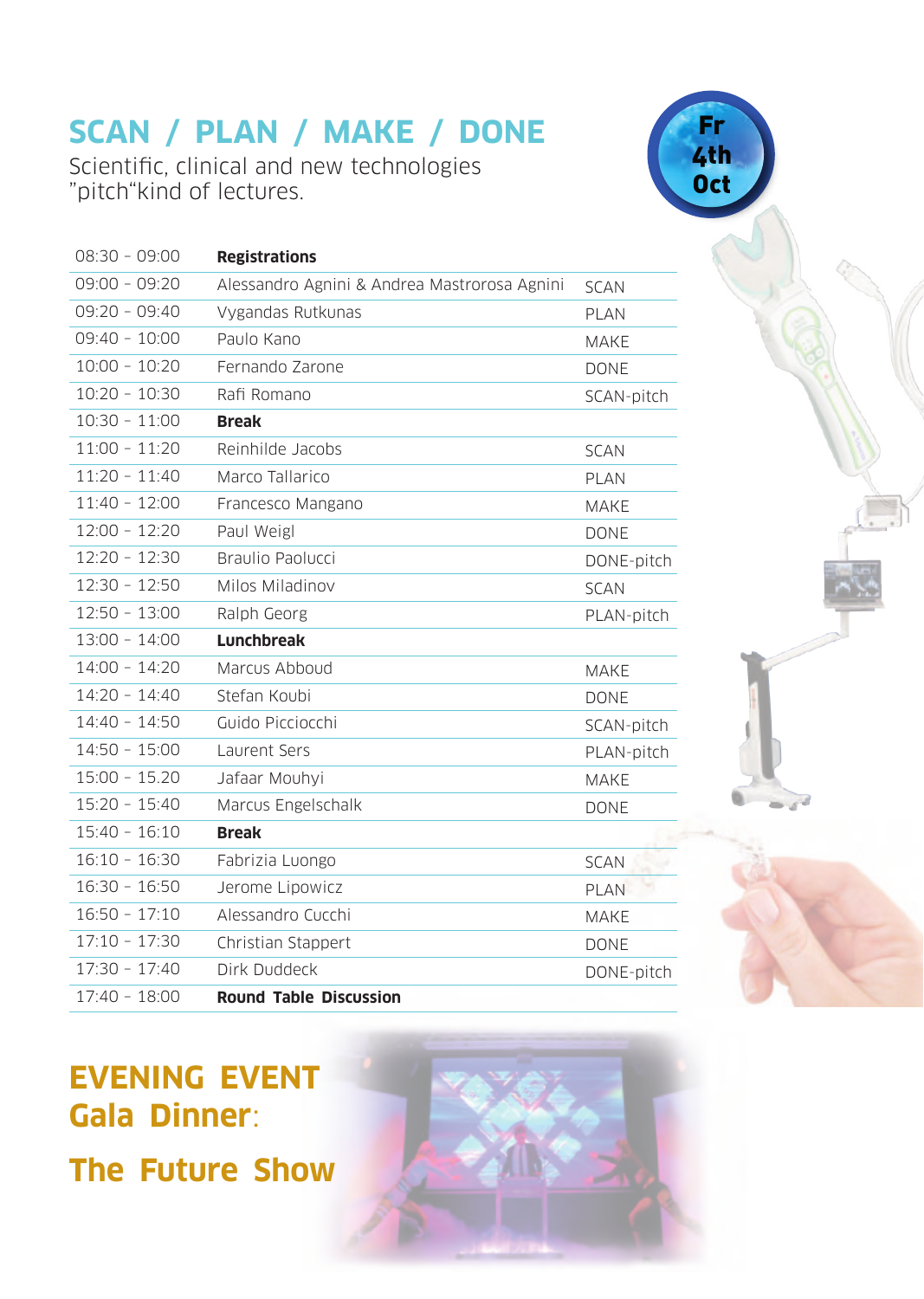# SCAN / PLAN / MAKE / DONE

Scientific, clinical and new technologies "pitch"kind of lectures.

**Fr 4th Oct**

| | | |
|---|---|---|
| 08:30 – 09:00 | **Registrations** | |
| 09:00 – 09:20 | Alessandro Agnini & Andrea Mastrorosa Agnini | SCAN |
| 09:20 – 09:40 | Vygandas Rutkunas | PLAN |
| 09:40 – 10:00 | Paulo Kano | MAKE |
| 10:00 – 10:20 | Fernando Zarone | DONE |
| 10:20 – 10:30 | Rafi Romano | SCAN-pitch |
| 10:30 – 11:00 | **Break** | |
| 11:00 – 11:20 | Reinhilde Jacobs | SCAN |
| 11:20 – 11:40 | Marco Tallarico | PLAN |
| 11:40 – 12:00 | Francesco Mangano | MAKE |
| 12:00 – 12:20 | Paul Weigl | DONE |
| 12:20 – 12:30 | Braulio Paolucci | DONE-pitch |
| 12:30 – 12:50 | Milos Miladinov | SCAN |
| 12:50 – 13:00 | Ralph Georg | PLAN-pitch |
| 13:00 – 14:00 | **Lunchbreak** | |
| 14:00 – 14:20 | Marcus Abboud | MAKE |
| 14:20 – 14:40 | Stefan Koubi | DONE |
| 14:40 – 14:50 | Guido Picciocchi | SCAN-pitch |
| 14:50 – 15:00 | Laurent Sers | PLAN-pitch |
| 15:00 – 15.20 | Jafaar Mouhyi | MAKE |
| 15:20 – 15:40 | Marcus Engelschalk | DONE |
| 15:40 – 16:10 | **Break** | |
| 16:10 – 16:30 | Fabrizia Luongo | SCAN |
| 16:30 – 16:50 | Jerome Lipowicz | PLAN |
| 16:50 – 17:10 | Alessandro Cucchi | MAKE |
| 17:10 – 17:30 | Christian Stappert | DONE |
| 17:30 – 17:40 | Dirk Duddeck | DONE-pitch |
| 17:40 – 18:00 | **Round Table Discussion** | |

## EVENING EVENT
## Gala Dinner:

## The Future Show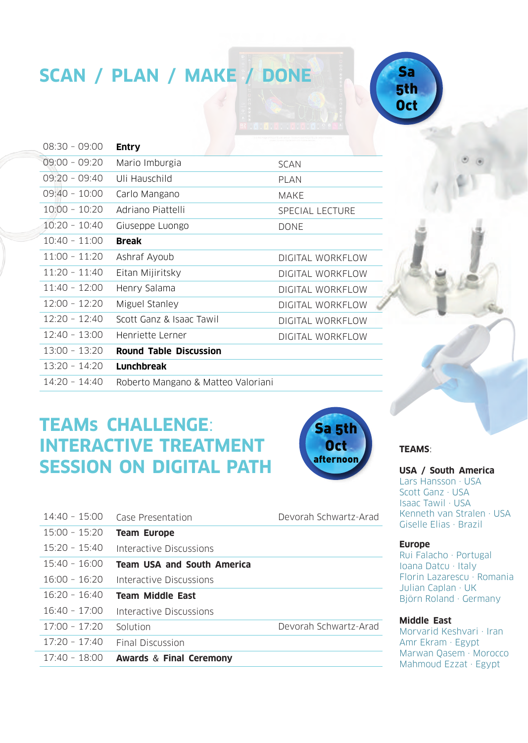# SCAN / PLAN / MAKE / DONE

**Sa 5th Oct**

| | | |
|---|---|---|
| 08:30 – 09:00 | **Entry** | |
| 09:00 – 09:20 | Mario Imburgia | SCAN |
| 09:20 – 09:40 | Uli Hauschild | PLAN |
| 09:40 – 10:00 | Carlo Mangano | MAKE |
| 10:00 – 10:20 | Adriano Piattelli | SPECIAL LECTURE |
| 10:20 – 10:40 | Giuseppe Luongo | DONE |
| 10:40 – 11:00 | **Break** | |
| 11:00 – 11:20 | Ashraf Ayoub | DIGITAL WORKFLOW |
| 11:20 – 11:40 | Eitan Mijiritsky | DIGITAL WORKFLOW |
| 11:40 – 12:00 | Henry Salama | DIGITAL WORKFLOW |
| 12:00 – 12:20 | Miguel Stanley | DIGITAL WORKFLOW |
| 12:20 – 12:40 | Scott Ganz & Isaac Tawil | DIGITAL WORKFLOW |
| 12:40 – 13:00 | Henriette Lerner | DIGITAL WORKFLOW |
| 13:00 – 13:20 | **Round Table Discussion** | |
| 13:20 – 14:20 | **Lunchbreak** | |
| 14:20 – 14:40 | Roberto Mangano & Matteo Valoriani | |

## TEAMs CHALLENGE: INTERACTIVE TREATMENT SESSION ON DIGITAL PATH

**Sa 5th Oct afternoon**

| | | |
|---|---|---|
| 14:40 – 15:00 | Case Presentation | Devorah Schwartz-Arad |
| 15:00 – 15:20 | **Team Europe** | |
| 15:20 – 15:40 | Interactive Discussions | |
| 15:40 – 16:00 | **Team USA and South America** | |
| 16:00 – 16:20 | Interactive Discussions | |
| 16:20 – 16:40 | **Team Middle East** | |
| 16:40 – 17:00 | Interactive Discussions | |
| 17:00 – 17:20 | Solution | Devorah Schwartz-Arad |
| 17:20 – 17:40 | Final Discussion | |
| 17:40 – 18:00 | **Awards & Final Ceremony** | |

**TEAMS**:

**USA / South America**
Lars Hansson · USA
Scott Ganz · USA
Isaac Tawil · USA
Kenneth van Stralen · USA
Giselle Elias · Brazil

**Europe**
Rui Falacho · Portugal
Ioana Datcu · Italy
Florin Lazarescu · Romania
Julian Caplan · UK
Björn Roland · Germany

**Middle East**
Morvarid Keshvari · Iran
Amr Ekram · Egypt
Marwan Qasem · Morocco
Mahmoud Ezzat · Egypt